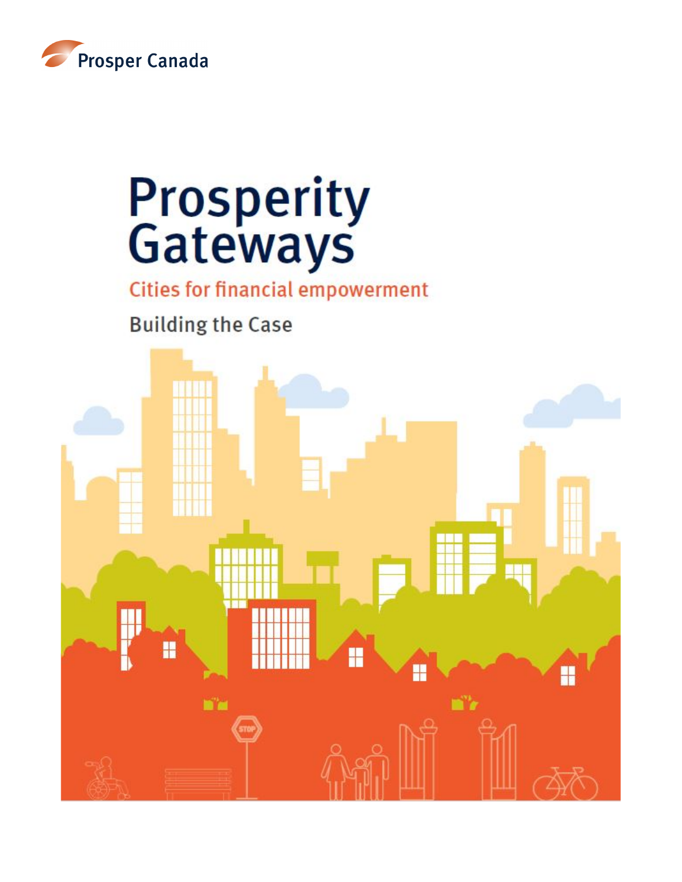Prosper Canada

# Prosperity Gateways

## Cities for financial empowerment

### Building the Case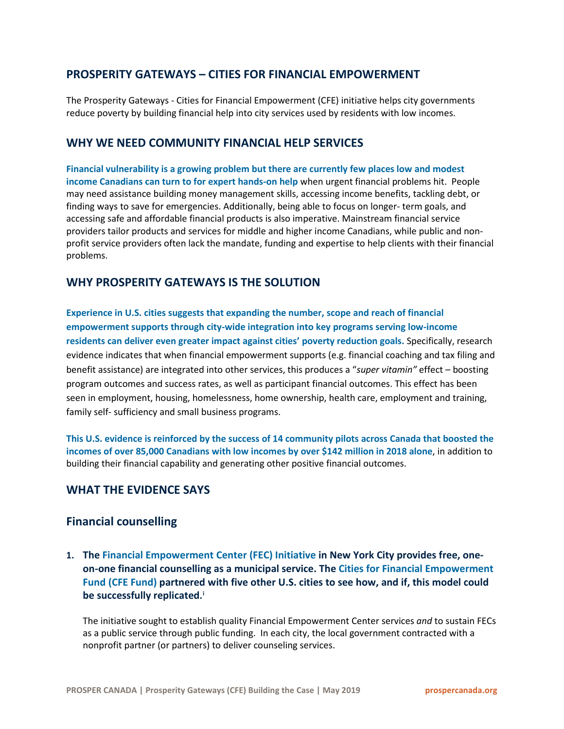## PROSPERITY GATEWAYS – CITIES FOR FINANCIAL EMPOWERMENT

The Prosperity Gateways - Cities for Financial Empowerment (CFE) initiative helps city governments reduce poverty by building financial help into city services used by residents with low incomes.

## WHY WE NEED COMMUNITY FINANCIAL HELP SERVICES

**Financial vulnerability is a growing problem but there are currently few places low and modest income Canadians can turn to for expert hands-on help** when urgent financial problems hit. People may need assistance building money management skills, accessing income benefits, tackling debt, or finding ways to save for emergencies. Additionally, being able to focus on longer- term goals, and accessing safe and affordable financial products is also imperative. Mainstream financial service providers tailor products and services for middle and higher income Canadians, while public and non-profit service providers often lack the mandate, funding and expertise to help clients with their financial problems.

## WHY PROSPERITY GATEWAYS IS THE SOLUTION

**Experience in U.S. cities suggests that expanding the number, scope and reach of financial empowerment supports through city-wide integration into key programs serving low-income residents can deliver even greater impact against cities' poverty reduction goals.** Specifically, research evidence indicates that when financial empowerment supports (e.g. financial coaching and tax filing and benefit assistance) are integrated into other services, this produces a "*super vitamin*" effect – boosting program outcomes and success rates, as well as participant financial outcomes. This effect has been seen in employment, housing, homelessness, home ownership, health care, employment and training, family self- sufficiency and small business programs.

**This U.S. evidence is reinforced by the success of 14 community pilots across Canada that boosted the incomes of over 85,000 Canadians with low incomes by over $142 million in 2018 alone**, in addition to building their financial capability and generating other positive financial outcomes.

## WHAT THE EVIDENCE SAYS

### Financial counselling

1. **The Financial Empowerment Center (FEC) Initiative in New York City provides free, one-on-one financial counselling as a municipal service. The Cities for Financial Empowerment Fund (CFE Fund) partnered with five other U.S. cities to see how, and if, this model could be successfully replicated.[i]**

   The initiative sought to establish quality Financial Empowerment Center services *and* to sustain FECs as a public service through public funding. In each city, the local government contracted with a nonprofit partner (or partners) to deliver counseling services.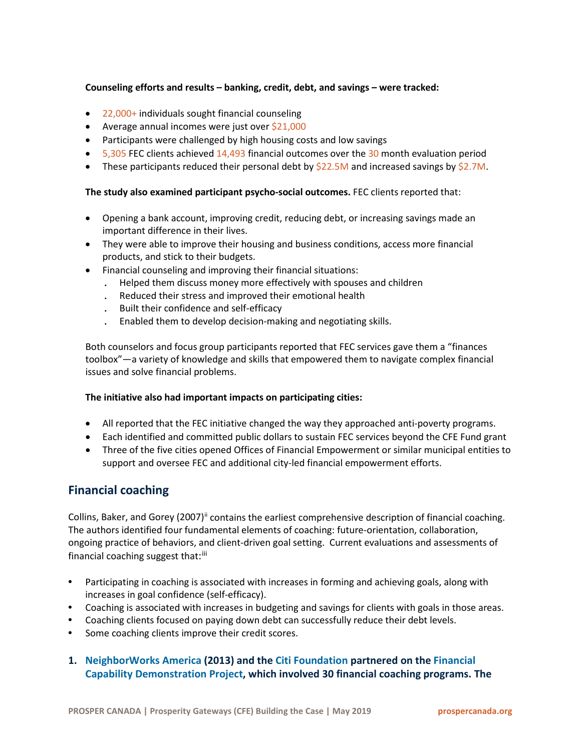**Counseling efforts and results – banking, credit, debt, and savings – were tracked:**

- 22,000+ individuals sought financial counseling
- Average annual incomes were just over $21,000
- Participants were challenged by high housing costs and low savings
- 5,305 FEC clients achieved 14,493 financial outcomes over the 30 month evaluation period
- These participants reduced their personal debt by $22.5M and increased savings by $2.7M.

**The study also examined participant psycho-social outcomes.** FEC clients reported that:

- Opening a bank account, improving credit, reducing debt, or increasing savings made an important difference in their lives.
- They were able to improve their housing and business conditions, access more financial products, and stick to their budgets.
- Financial counseling and improving their financial situations:
  - Helped them discuss money more effectively with spouses and children
  - Reduced their stress and improved their emotional health
  - Built their confidence and self-efficacy
  - Enabled them to develop decision-making and negotiating skills.

Both counselors and focus group participants reported that FEC services gave them a "finances toolbox"—a variety of knowledge and skills that empowered them to navigate complex financial issues and solve financial problems.

**The initiative also had important impacts on participating cities:**

- All reported that the FEC initiative changed the way they approached anti-poverty programs.
- Each identified and committed public dollars to sustain FEC services beyond the CFE Fund grant
- Three of the five cities opened Offices of Financial Empowerment or similar municipal entities to support and oversee FEC and additional city-led financial empowerment efforts.

## Financial coaching

Collins, Baker, and Gorey (2007)[ii] contains the earliest comprehensive description of financial coaching. The authors identified four fundamental elements of coaching: future-orientation, collaboration, ongoing practice of behaviors, and client-driven goal setting. Current evaluations and assessments of financial coaching suggest that:[iii]

- Participating in coaching is associated with increases in forming and achieving goals, along with increases in goal confidence (self-efficacy).
- Coaching is associated with increases in budgeting and savings for clients with goals in those areas.
- Coaching clients focused on paying down debt can successfully reduce their debt levels.
- Some coaching clients improve their credit scores.

1. **NeighborWorks America (2013) and the Citi Foundation partnered on the Financial Capability Demonstration Project, which involved 30 financial coaching programs. The**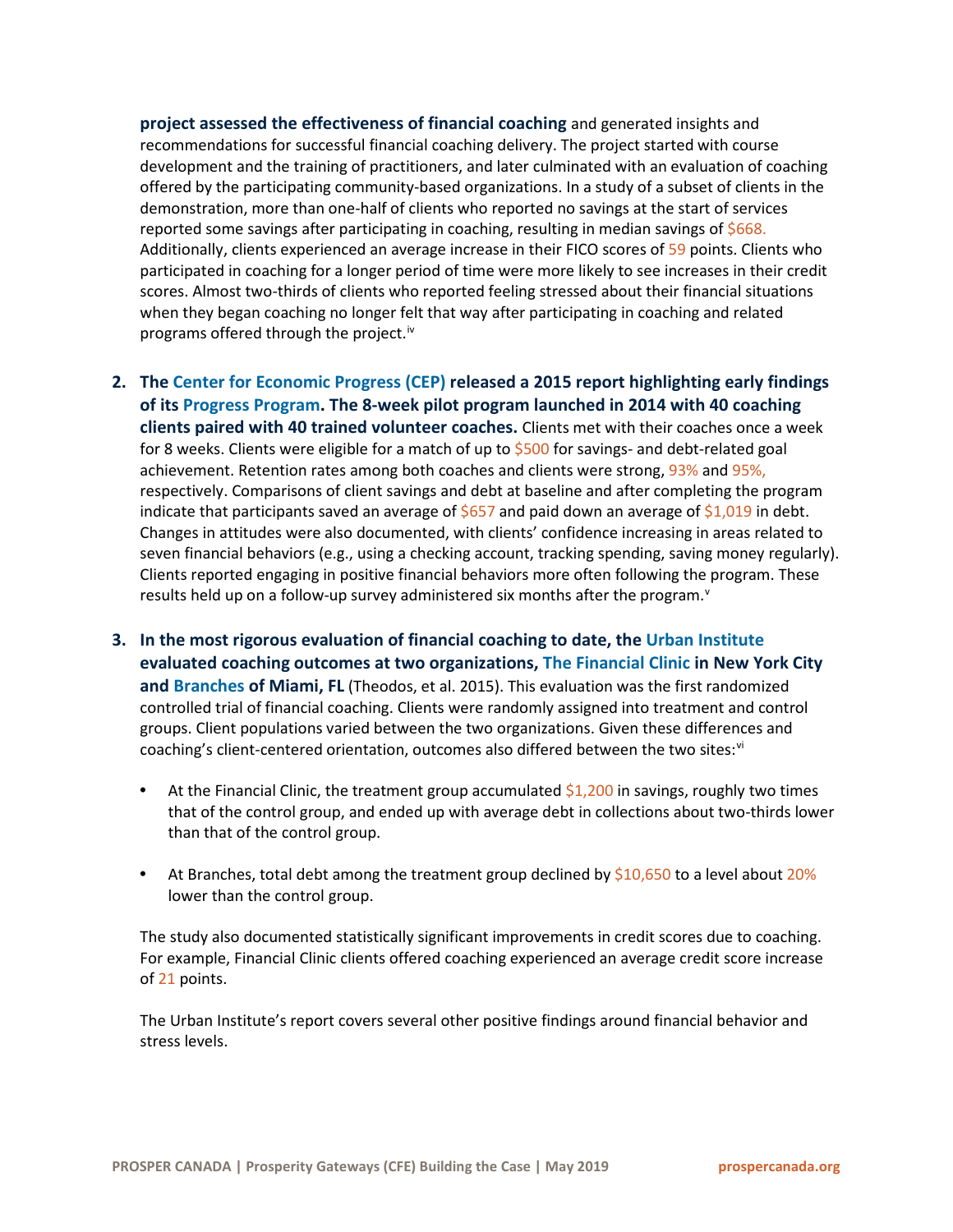**project assessed the effectiveness of financial coaching** and generated insights and recommendations for successful financial coaching delivery. The project started with course development and the training of practitioners, and later culminated with an evaluation of coaching offered by the participating community-based organizations. In a study of a subset of clients in the demonstration, more than one-half of clients who reported no savings at the start of services reported some savings after participating in coaching, resulting in median savings of $668. Additionally, clients experienced an average increase in their FICO scores of 59 points. Clients who participated in coaching for a longer period of time were more likely to see increases in their credit scores. Almost two-thirds of clients who reported feeling stressed about their financial situations when they began coaching no longer felt that way after participating in coaching and related programs offered through the project.[iv]

2. **The Center for Economic Progress (CEP) released a 2015 report highlighting early findings of its Progress Program. The 8-week pilot program launched in 2014 with 40 coaching clients paired with 40 trained volunteer coaches.** Clients met with their coaches once a week for 8 weeks. Clients were eligible for a match of up to $500 for savings- and debt-related goal achievement. Retention rates among both coaches and clients were strong, 93% and 95%, respectively. Comparisons of client savings and debt at baseline and after completing the program indicate that participants saved an average of $657 and paid down an average of $1,019 in debt. Changes in attitudes were also documented, with clients' confidence increasing in areas related to seven financial behaviors (e.g., using a checking account, tracking spending, saving money regularly). Clients reported engaging in positive financial behaviors more often following the program. These results held up on a follow-up survey administered six months after the program.[v]

3. **In the most rigorous evaluation of financial coaching to date, the Urban Institute evaluated coaching outcomes at two organizations, The Financial Clinic in New York City and Branches of Miami, FL** (Theodos, et al. 2015). This evaluation was the first randomized controlled trial of financial coaching. Clients were randomly assigned into treatment and control groups. Client populations varied between the two organizations. Given these differences and coaching's client-centered orientation, outcomes also differed between the two sites:[vi]

   - At the Financial Clinic, the treatment group accumulated $1,200 in savings, roughly two times that of the control group, and ended up with average debt in collections about two-thirds lower than that of the control group.

   - At Branches, total debt among the treatment group declined by $10,650 to a level about 20% lower than the control group.

   The study also documented statistically significant improvements in credit scores due to coaching. For example, Financial Clinic clients offered coaching experienced an average credit score increase of 21 points.

   The Urban Institute's report covers several other positive findings around financial behavior and stress levels.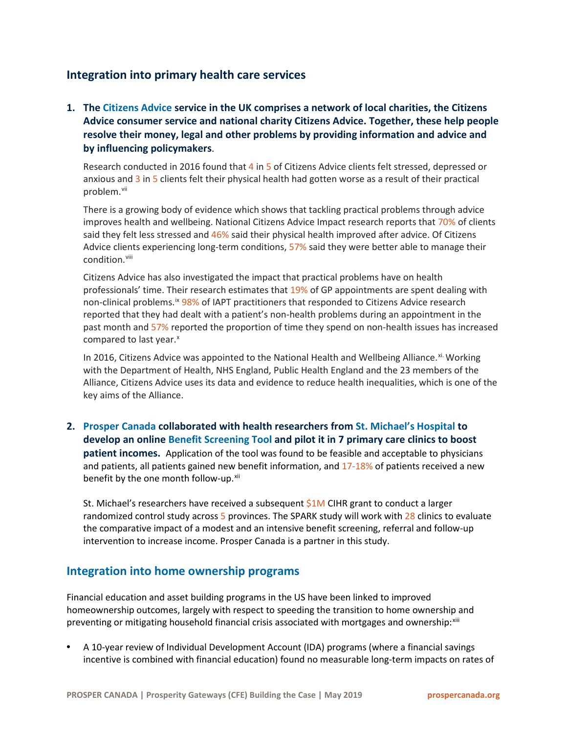## Integration into primary health care services

1. **The Citizens Advice service in the UK comprises a network of local charities, the Citizens Advice consumer service and national charity Citizens Advice. Together, these help people resolve their money, legal and other problems by providing information and advice and by influencing policymakers**.

   Research conducted in 2016 found that 4 in 5 of Citizens Advice clients felt stressed, depressed or anxious and 3 in 5 clients felt their physical health had gotten worse as a result of their practical problem.[vii]

   There is a growing body of evidence which shows that tackling practical problems through advice improves health and wellbeing. National Citizens Advice Impact research reports that 70% of clients said they felt less stressed and 46% said their physical health improved after advice. Of Citizens Advice clients experiencing long-term conditions, 57% said they were better able to manage their condition.[viii]

   Citizens Advice has also investigated the impact that practical problems have on health professionals' time. Their research estimates that 19% of GP appointments are spent dealing with non-clinical problems.[ix] 98% of IAPT practitioners that responded to Citizens Advice research reported that they had dealt with a patient's non-health problems during an appointment in the past month and 57% reported the proportion of time they spend on non-health issues has increased compared to last year.[x]

   In 2016, Citizens Advice was appointed to the National Health and Wellbeing Alliance.[xi] Working with the Department of Health, NHS England, Public Health England and the 23 members of the Alliance, Citizens Advice uses its data and evidence to reduce health inequalities, which is one of the key aims of the Alliance.

2. **Prosper Canada collaborated with health researchers from St. Michael's Hospital to develop an online Benefit Screening Tool and pilot it in 7 primary care clinics to boost patient incomes.** Application of the tool was found to be feasible and acceptable to physicians and patients, all patients gained new benefit information, and 17-18% of patients received a new benefit by the one month follow-up.[xii]

   St. Michael's researchers have received a subsequent $1M CIHR grant to conduct a larger randomized control study across 5 provinces. The SPARK study will work with 28 clinics to evaluate the comparative impact of a modest and an intensive benefit screening, referral and follow-up intervention to increase income. Prosper Canada is a partner in this study.

## Integration into home ownership programs

Financial education and asset building programs in the US have been linked to improved homeownership outcomes, largely with respect to speeding the transition to home ownership and preventing or mitigating household financial crisis associated with mortgages and ownership:[xiii]

- A 10-year review of Individual Development Account (IDA) programs (where a financial savings incentive is combined with financial education) found no measurable long-term impacts on rates of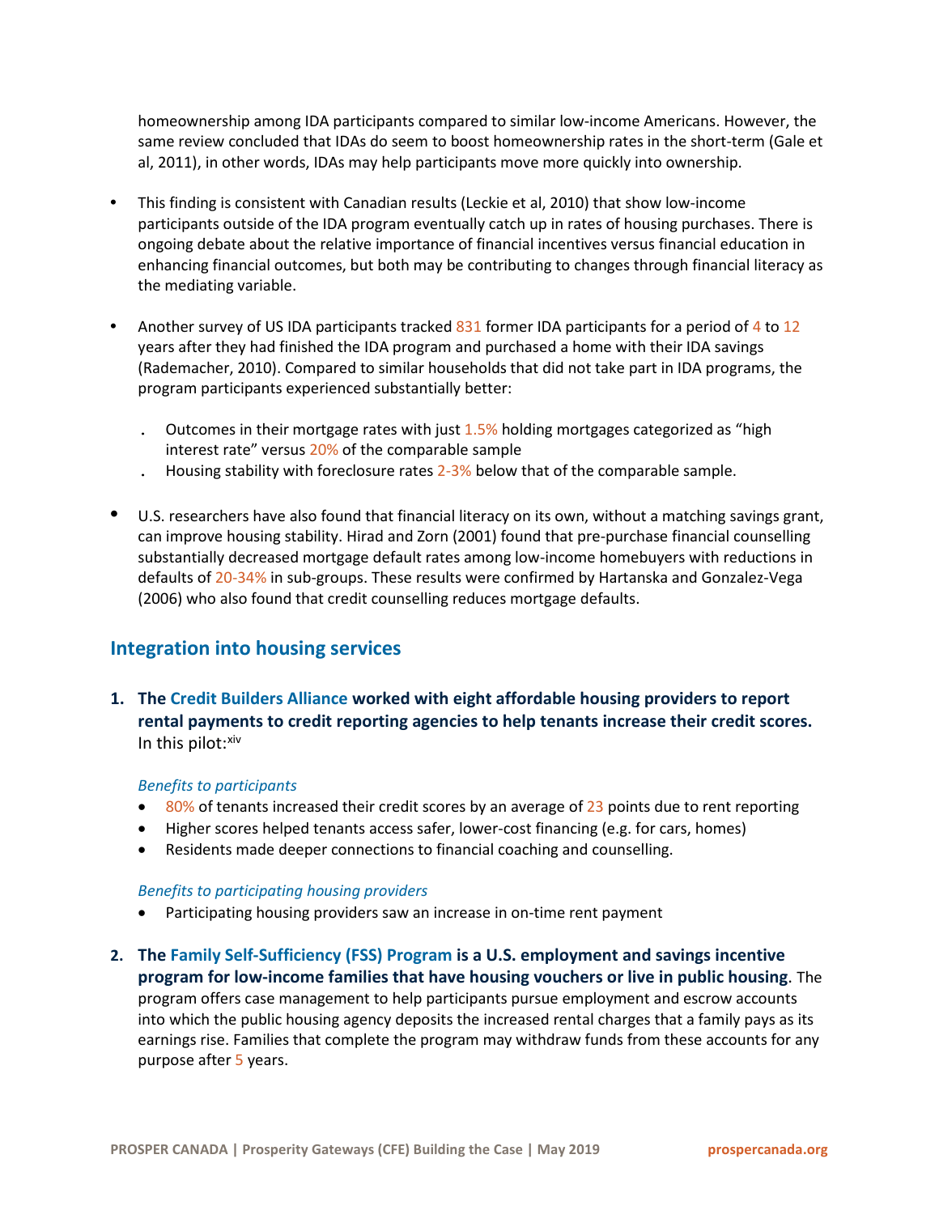homeownership among IDA participants compared to similar low-income Americans. However, the same review concluded that IDAs do seem to boost homeownership rates in the short-term (Gale et al, 2011), in other words, IDAs may help participants move more quickly into ownership.

- This finding is consistent with Canadian results (Leckie et al, 2010) that show low-income participants outside of the IDA program eventually catch up in rates of housing purchases. There is ongoing debate about the relative importance of financial incentives versus financial education in enhancing financial outcomes, but both may be contributing to changes through financial literacy as the mediating variable.

- Another survey of US IDA participants tracked 831 former IDA participants for a period of 4 to 12 years after they had finished the IDA program and purchased a home with their IDA savings (Rademacher, 2010). Compared to similar households that did not take part in IDA programs, the program participants experienced substantially better:
  - Outcomes in their mortgage rates with just 1.5% holding mortgages categorized as "high interest rate" versus 20% of the comparable sample
  - Housing stability with foreclosure rates 2-3% below that of the comparable sample.

- U.S. researchers have also found that financial literacy on its own, without a matching savings grant, can improve housing stability. Hirad and Zorn (2001) found that pre-purchase financial counselling substantially decreased mortgage default rates among low-income homebuyers with reductions in defaults of 20-34% in sub-groups. These results were confirmed by Hartanska and Gonzalez-Vega (2006) who also found that credit counselling reduces mortgage defaults.

## Integration into housing services

1. **The Credit Builders Alliance worked with eight affordable housing providers to report rental payments to credit reporting agencies to help tenants increase their credit scores.** In this pilot:[xiv]

   *Benefits to participants*
   - 80% of tenants increased their credit scores by an average of 23 points due to rent reporting
   - Higher scores helped tenants access safer, lower-cost financing (e.g. for cars, homes)
   - Residents made deeper connections to financial coaching and counselling.

   *Benefits to participating housing providers*
   - Participating housing providers saw an increase in on-time rent payment

2. **The Family Self-Sufficiency (FSS) Program is a U.S. employment and savings incentive program for low-income families that have housing vouchers or live in public housing**. The program offers case management to help participants pursue employment and escrow accounts into which the public housing agency deposits the increased rental charges that a family pays as its earnings rise. Families that complete the program may withdraw funds from these accounts for any purpose after 5 years.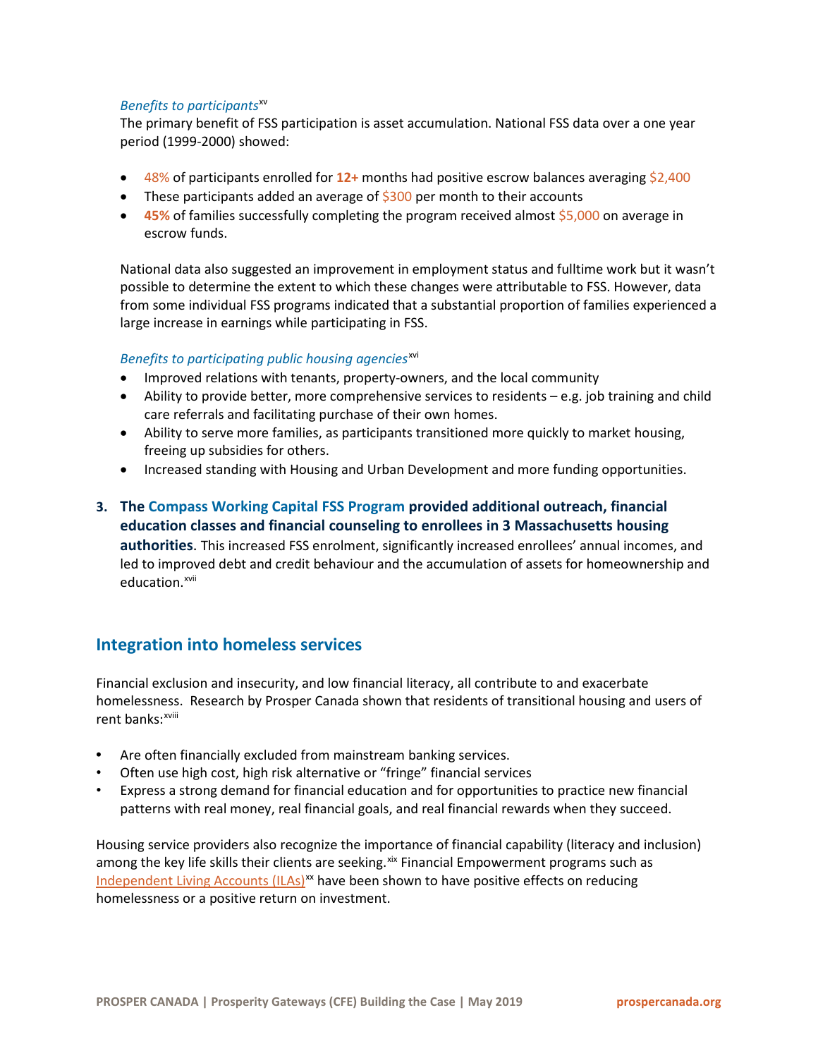*Benefits to participants*[xv]

The primary benefit of FSS participation is asset accumulation. National FSS data over a one year period (1999-2000) showed:

- 48% of participants enrolled for **12+** months had positive escrow balances averaging $2,400
- These participants added an average of $300 per month to their accounts
- **45%** of families successfully completing the program received almost $5,000 on average in escrow funds.

National data also suggested an improvement in employment status and fulltime work but it wasn't possible to determine the extent to which these changes were attributable to FSS. However, data from some individual FSS programs indicated that a substantial proportion of families experienced a large increase in earnings while participating in FSS.

*Benefits to participating public housing agencies*[xvi]

- Improved relations with tenants, property-owners, and the local community
- Ability to provide better, more comprehensive services to residents – e.g. job training and child care referrals and facilitating purchase of their own homes.
- Ability to serve more families, as participants transitioned more quickly to market housing, freeing up subsidies for others.
- Increased standing with Housing and Urban Development and more funding opportunities.

3. **The Compass Working Capital FSS Program provided additional outreach, financial education classes and financial counseling to enrollees in 3 Massachusetts housing authorities**. This increased FSS enrolment, significantly increased enrollees' annual incomes, and led to improved debt and credit behaviour and the accumulation of assets for homeownership and education.[xvii]

## Integration into homeless services

Financial exclusion and insecurity, and low financial literacy, all contribute to and exacerbate homelessness. Research by Prosper Canada shown that residents of transitional housing and users of rent banks:[xviii]

- Are often financially excluded from mainstream banking services.
- Often use high cost, high risk alternative or "fringe" financial services
- Express a strong demand for financial education and for opportunities to practice new financial patterns with real money, real financial goals, and real financial rewards when they succeed.

Housing service providers also recognize the importance of financial capability (literacy and inclusion) among the key life skills their clients are seeking.[xix] Financial Empowerment programs such as Independent Living Accounts (ILAs)[xx] have been shown to have positive effects on reducing homelessness or a positive return on investment.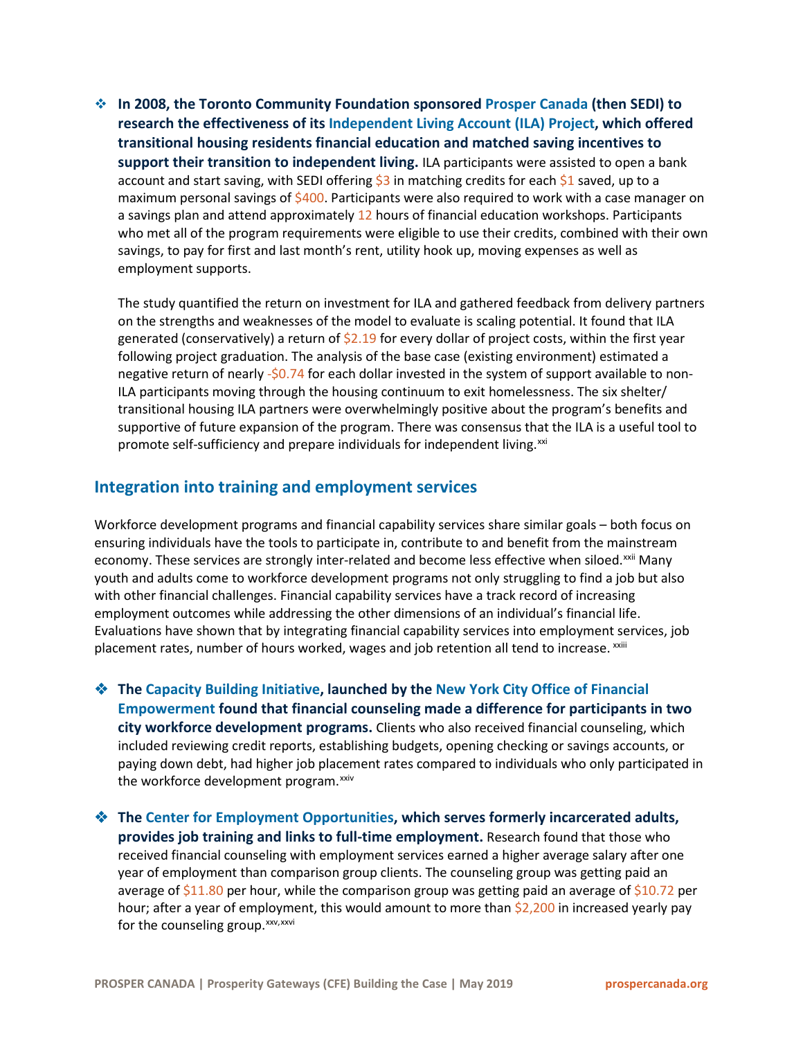- **In 2008, the Toronto Community Foundation sponsored Prosper Canada (then SEDI) to research the effectiveness of its Independent Living Account (ILA) Project, which offered transitional housing residents financial education and matched saving incentives to support their transition to independent living.** ILA participants were assisted to open a bank account and start saving, with SEDI offering $3 in matching credits for each $1 saved, up to a maximum personal savings of $400. Participants were also required to work with a case manager on a savings plan and attend approximately 12 hours of financial education workshops. Participants who met all of the program requirements were eligible to use their credits, combined with their own savings, to pay for first and last month's rent, utility hook up, moving expenses as well as employment supports.

  The study quantified the return on investment for ILA and gathered feedback from delivery partners on the strengths and weaknesses of the model to evaluate is scaling potential. It found that ILA generated (conservatively) a return of $2.19 for every dollar of project costs, within the first year following project graduation. The analysis of the base case (existing environment) estimated a negative return of nearly -$0.74 for each dollar invested in the system of support available to non-ILA participants moving through the housing continuum to exit homelessness. The six shelter/ transitional housing ILA partners were overwhelmingly positive about the program's benefits and supportive of future expansion of the program. There was consensus that the ILA is a useful tool to promote self-sufficiency and prepare individuals for independent living.[xxi]

## Integration into training and employment services

Workforce development programs and financial capability services share similar goals – both focus on ensuring individuals have the tools to participate in, contribute to and benefit from the mainstream economy. These services are strongly inter-related and become less effective when siloed.[xxii] Many youth and adults come to workforce development programs not only struggling to find a job but also with other financial challenges. Financial capability services have a track record of increasing employment outcomes while addressing the other dimensions of an individual's financial life. Evaluations have shown that by integrating financial capability services into employment services, job placement rates, number of hours worked, wages and job retention all tend to increase.[xxiii]

- **The Capacity Building Initiative, launched by the New York City Office of Financial Empowerment found that financial counseling made a difference for participants in two city workforce development programs.** Clients who also received financial counseling, which included reviewing credit reports, establishing budgets, opening checking or savings accounts, or paying down debt, had higher job placement rates compared to individuals who only participated in the workforce development program.[xxiv]

- **The Center for Employment Opportunities, which serves formerly incarcerated adults, provides job training and links to full-time employment.** Research found that those who received financial counseling with employment services earned a higher average salary after one year of employment than comparison group clients. The counseling group was getting paid an average of $11.80 per hour, while the comparison group was getting paid an average of $10.72 per hour; after a year of employment, this would amount to more than $2,200 in increased yearly pay for the counseling group.[xxv,xxvi]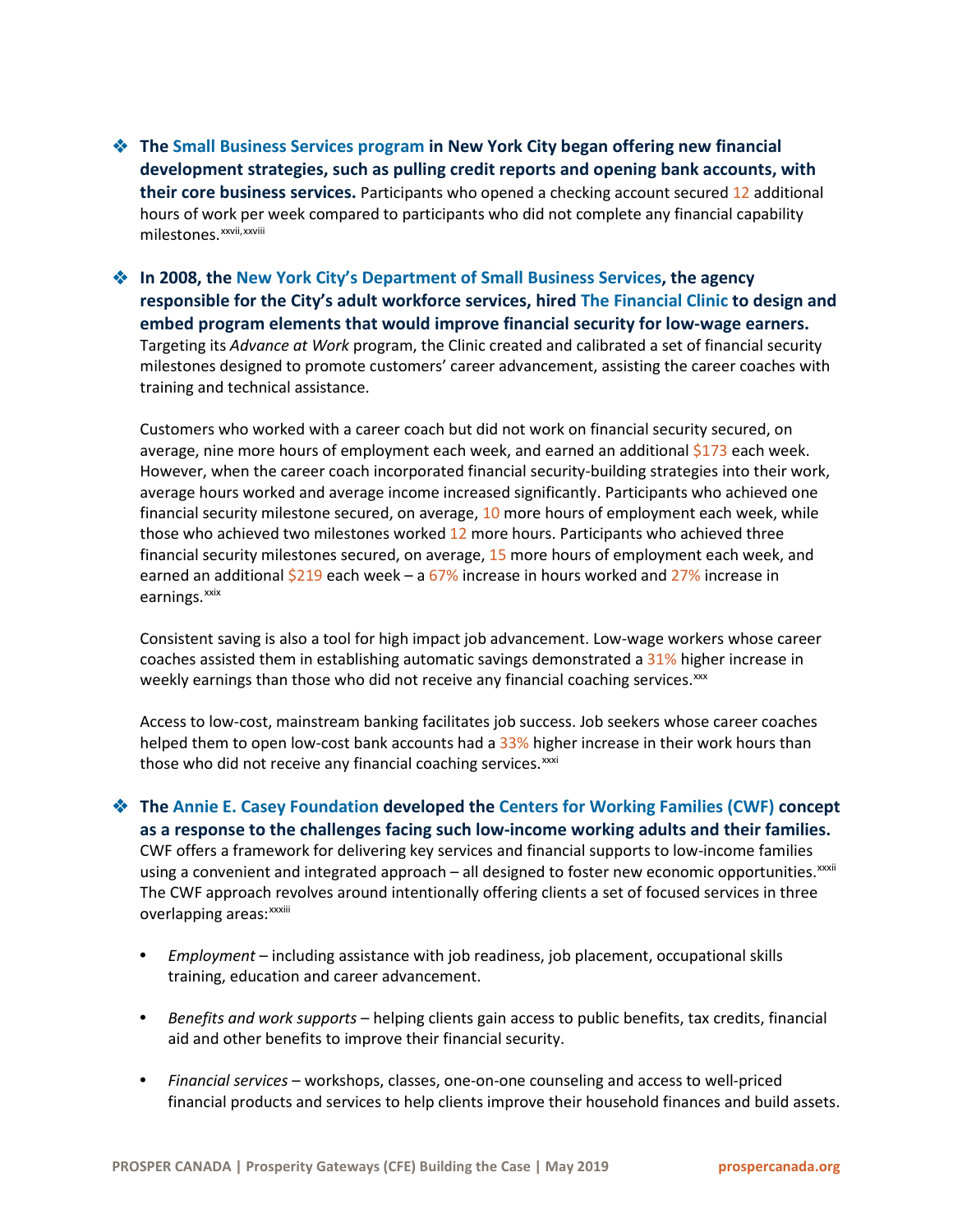- **The Small Business Services program in New York City began offering new financial development strategies, such as pulling credit reports and opening bank accounts, with their core business services.** Participants who opened a checking account secured 12 additional hours of work per week compared to participants who did not complete any financial capability milestones.[xxvii,xxviii]

- **In 2008, the New York City's Department of Small Business Services, the agency responsible for the City's adult workforce services, hired The Financial Clinic to design and embed program elements that would improve financial security for low-wage earners.** Targeting its *Advance at Work* program, the Clinic created and calibrated a set of financial security milestones designed to promote customers' career advancement, assisting the career coaches with training and technical assistance.

  Customers who worked with a career coach but did not work on financial security secured, on average, nine more hours of employment each week, and earned an additional $173 each week. However, when the career coach incorporated financial security-building strategies into their work, average hours worked and average income increased significantly. Participants who achieved one financial security milestone secured, on average, 10 more hours of employment each week, while those who achieved two milestones worked 12 more hours. Participants who achieved three financial security milestones secured, on average, 15 more hours of employment each week, and earned an additional $219 each week – a 67% increase in hours worked and 27% increase in earnings.[xxix]

  Consistent saving is also a tool for high impact job advancement. Low-wage workers whose career coaches assisted them in establishing automatic savings demonstrated a 31% higher increase in weekly earnings than those who did not receive any financial coaching services.[xxx]

  Access to low-cost, mainstream banking facilitates job success. Job seekers whose career coaches helped them to open low-cost bank accounts had a 33% higher increase in their work hours than those who did not receive any financial coaching services.[xxxi]

- **The Annie E. Casey Foundation developed the Centers for Working Families (CWF) concept as a response to the challenges facing such low-income working adults and their families.** CWF offers a framework for delivering key services and financial supports to low-income families using a convenient and integrated approach – all designed to foster new economic opportunities.[xxxii] The CWF approach revolves around intentionally offering clients a set of focused services in three overlapping areas:[xxxiii]

  - *Employment* – including assistance with job readiness, job placement, occupational skills training, education and career advancement.
  - *Benefits and work supports* – helping clients gain access to public benefits, tax credits, financial aid and other benefits to improve their financial security.
  - *Financial services* – workshops, classes, one-on-one counseling and access to well-priced financial products and services to help clients improve their household finances and build assets.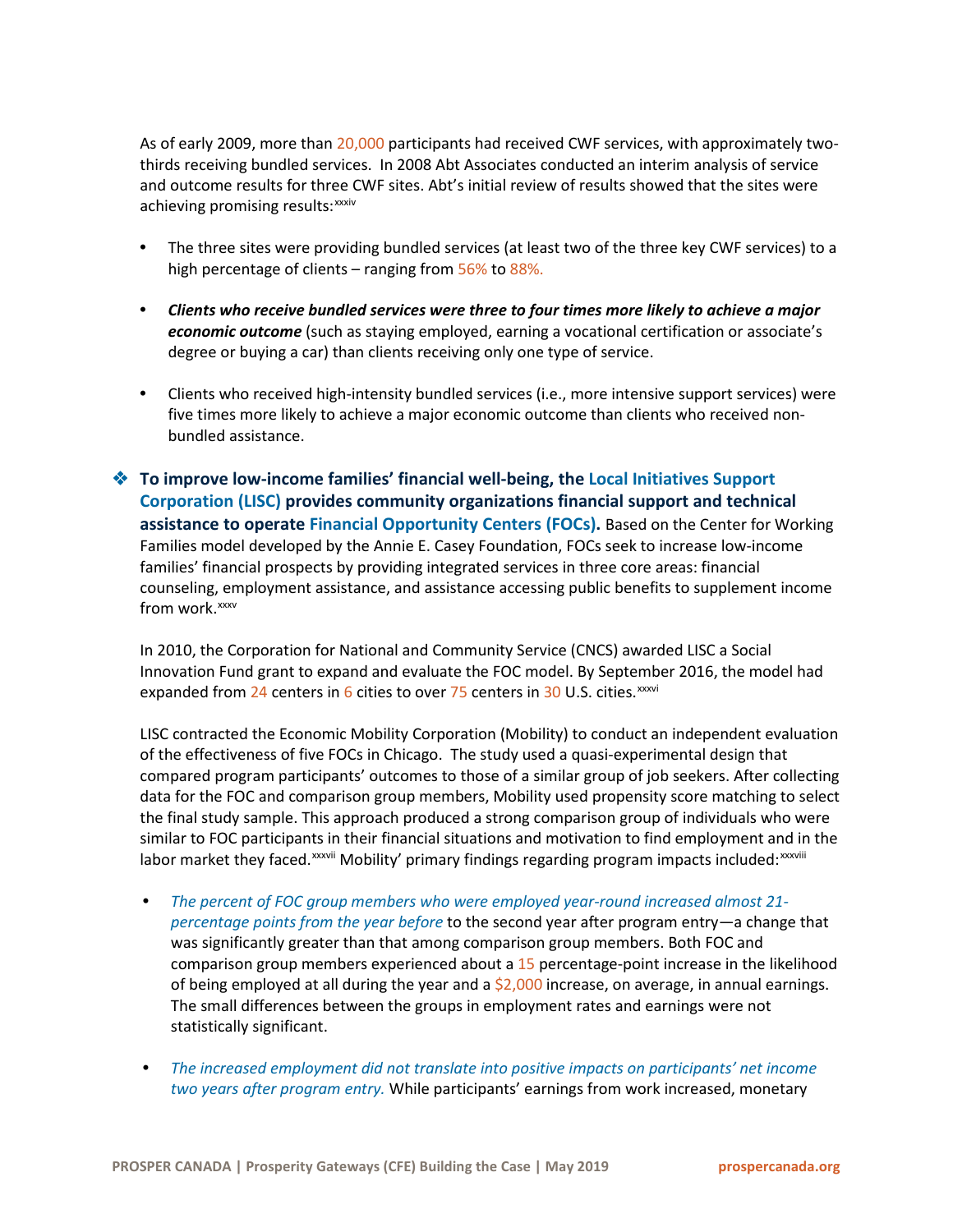As of early 2009, more than 20,000 participants had received CWF services, with approximately two-thirds receiving bundled services. In 2008 Abt Associates conducted an interim analysis of service and outcome results for three CWF sites. Abt's initial review of results showed that the sites were achieving promising results:[xxxiv]

- The three sites were providing bundled services (at least two of the three key CWF services) to a high percentage of clients – ranging from 56% to 88%.
- ***Clients who receive bundled services were three to four times more likely to achieve a major economic outcome*** (such as staying employed, earning a vocational certification or associate's degree or buying a car) than clients receiving only one type of service.
- Clients who received high-intensity bundled services (i.e., more intensive support services) were five times more likely to achieve a major economic outcome than clients who received non-bundled assistance.

❖ **To improve low-income families' financial well-being, the Local Initiatives Support Corporation (LISC) provides community organizations financial support and technical assistance to operate Financial Opportunity Centers (FOCs).** Based on the Center for Working Families model developed by the Annie E. Casey Foundation, FOCs seek to increase low-income families' financial prospects by providing integrated services in three core areas: financial counseling, employment assistance, and assistance accessing public benefits to supplement income from work.[xxxv]

In 2010, the Corporation for National and Community Service (CNCS) awarded LISC a Social Innovation Fund grant to expand and evaluate the FOC model. By September 2016, the model had expanded from 24 centers in 6 cities to over 75 centers in 30 U.S. cities.[xxxvi]

LISC contracted the Economic Mobility Corporation (Mobility) to conduct an independent evaluation of the effectiveness of five FOCs in Chicago. The study used a quasi-experimental design that compared program participants' outcomes to those of a similar group of job seekers. After collecting data for the FOC and comparison group members, Mobility used propensity score matching to select the final study sample. This approach produced a strong comparison group of individuals who were similar to FOC participants in their financial situations and motivation to find employment and in the labor market they faced.[xxxvii] Mobility' primary findings regarding program impacts included:[xxxviii]

- *The percent of FOC group members who were employed year-round increased almost 21-percentage points from the year before* to the second year after program entry—a change that was significantly greater than that among comparison group members. Both FOC and comparison group members experienced about a 15 percentage-point increase in the likelihood of being employed at all during the year and a $2,000 increase, on average, in annual earnings. The small differences between the groups in employment rates and earnings were not statistically significant.
- *The increased employment did not translate into positive impacts on participants' net income two years after program entry.* While participants' earnings from work increased, monetary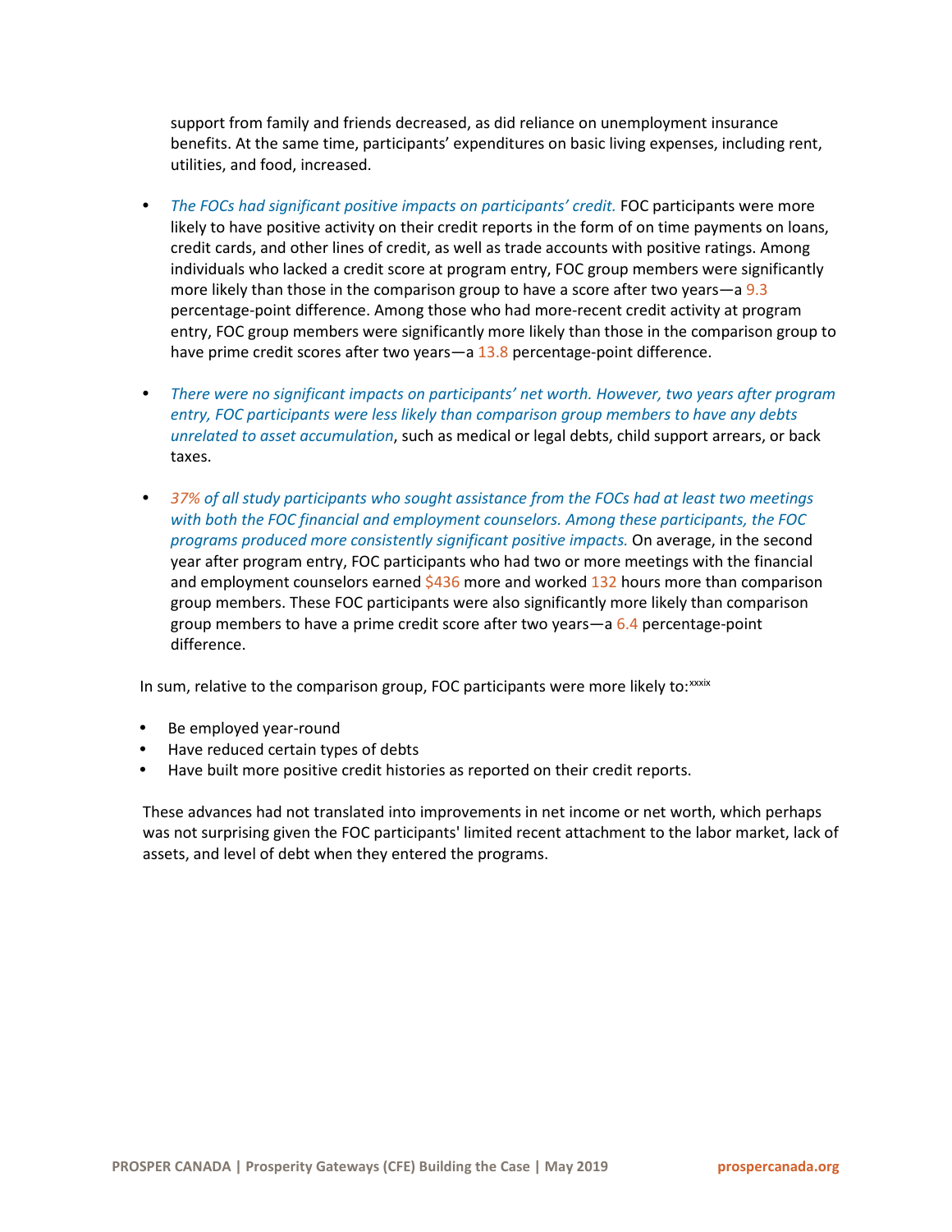support from family and friends decreased, as did reliance on unemployment insurance benefits. At the same time, participants' expenditures on basic living expenses, including rent, utilities, and food, increased.

- *The FOCs had significant positive impacts on participants' credit.* FOC participants were more likely to have positive activity on their credit reports in the form of on time payments on loans, credit cards, and other lines of credit, as well as trade accounts with positive ratings. Among individuals who lacked a credit score at program entry, FOC group members were significantly more likely than those in the comparison group to have a score after two years—a 9.3 percentage-point difference. Among those who had more-recent credit activity at program entry, FOC group members were significantly more likely than those in the comparison group to have prime credit scores after two years—a 13.8 percentage-point difference.

- *There were no significant impacts on participants' net worth. However, two years after program entry, FOC participants were less likely than comparison group members to have any debts unrelated to asset accumulation*, such as medical or legal debts, child support arrears, or back taxes.

- *37% of all study participants who sought assistance from the FOCs had at least two meetings with both the FOC financial and employment counselors. Among these participants, the FOC programs produced more consistently significant positive impacts.* On average, in the second year after program entry, FOC participants who had two or more meetings with the financial and employment counselors earned $436 more and worked 132 hours more than comparison group members. These FOC participants were also significantly more likely than comparison group members to have a prime credit score after two years—a 6.4 percentage-point difference.

In sum, relative to the comparison group, FOC participants were more likely to:[xxxix]

- Be employed year-round
- Have reduced certain types of debts
- Have built more positive credit histories as reported on their credit reports.

These advances had not translated into improvements in net income or net worth, which perhaps was not surprising given the FOC participants' limited recent attachment to the labor market, lack of assets, and level of debt when they entered the programs.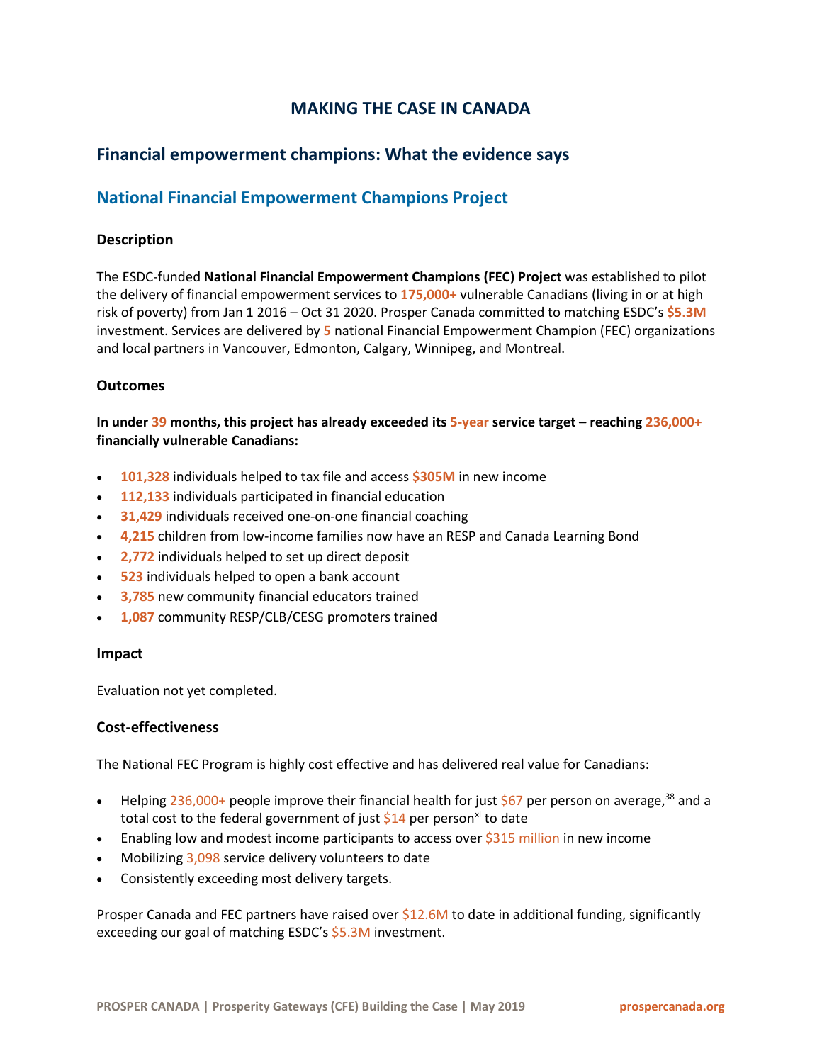# MAKING THE CASE IN CANADA

## Financial empowerment champions: What the evidence says

## National Financial Empowerment Champions Project

### Description

The ESDC-funded **National Financial Empowerment Champions (FEC) Project** was established to pilot the delivery of financial empowerment services to **175,000+** vulnerable Canadians (living in or at high risk of poverty) from Jan 1 2016 – Oct 31 2020. Prosper Canada committed to matching ESDC's **$5.3M** investment. Services are delivered by **5** national Financial Empowerment Champion (FEC) organizations and local partners in Vancouver, Edmonton, Calgary, Winnipeg, and Montreal.

### Outcomes

**In under 39 months, this project has already exceeded its 5-year service target – reaching 236,000+ financially vulnerable Canadians:**

- **101,328** individuals helped to tax file and access **$305M** in new income
- **112,133** individuals participated in financial education
- **31,429** individuals received one-on-one financial coaching
- **4,215** children from low-income families now have an RESP and Canada Learning Bond
- **2,772** individuals helped to set up direct deposit
- **523** individuals helped to open a bank account
- **3,785** new community financial educators trained
- **1,087** community RESP/CLB/CESG promoters trained

### Impact

Evaluation not yet completed.

### Cost-effectiveness

The National FEC Program is highly cost effective and has delivered real value for Canadians:

- Helping 236,000+ people improve their financial health for just $67 per person on average,[38] and a total cost to the federal government of just $14 per person[xl] to date
- Enabling low and modest income participants to access over $315 million in new income
- Mobilizing 3,098 service delivery volunteers to date
- Consistently exceeding most delivery targets.

Prosper Canada and FEC partners have raised over $12.6M to date in additional funding, significantly exceeding our goal of matching ESDC's $5.3M investment.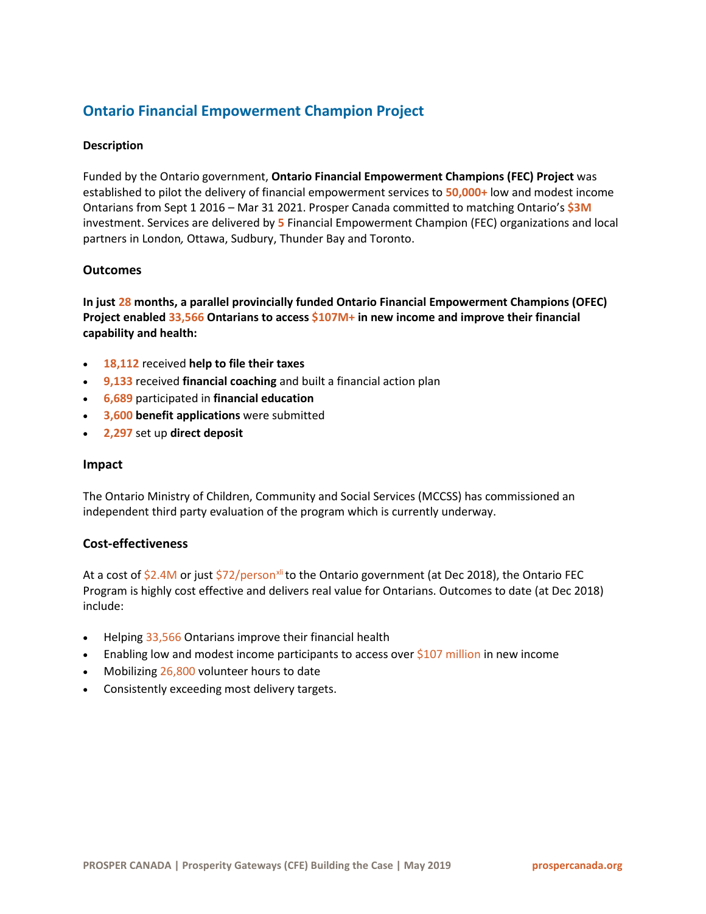## Ontario Financial Empowerment Champion Project

**Description**

Funded by the Ontario government, **Ontario Financial Empowerment Champions (FEC) Project** was established to pilot the delivery of financial empowerment services to **50,000+** low and modest income Ontarians from Sept 1 2016 – Mar 31 2021. Prosper Canada committed to matching Ontario's **$3M** investment. Services are delivered by **5** Financial Empowerment Champion (FEC) organizations and local partners in London, Ottawa, Sudbury, Thunder Bay and Toronto.

### Outcomes

**In just 28 months, a parallel provincially funded Ontario Financial Empowerment Champions (OFEC) Project enabled 33,566 Ontarians to access $107M+ in new income and improve their financial capability and health:**

- **18,112** received **help to file their taxes**
- **9,133** received **financial coaching** and built a financial action plan
- **6,689** participated in **financial education**
- **3,600 benefit applications** were submitted
- **2,297** set up **direct deposit**

### Impact

The Ontario Ministry of Children, Community and Social Services (MCCSS) has commissioned an independent third party evaluation of the program which is currently underway.

### Cost-effectiveness

At a cost of $2.4M or just $72/person[xli] to the Ontario government (at Dec 2018), the Ontario FEC Program is highly cost effective and delivers real value for Ontarians. Outcomes to date (at Dec 2018) include:

- Helping 33,566 Ontarians improve their financial health
- Enabling low and modest income participants to access over $107 million in new income
- Mobilizing 26,800 volunteer hours to date
- Consistently exceeding most delivery targets.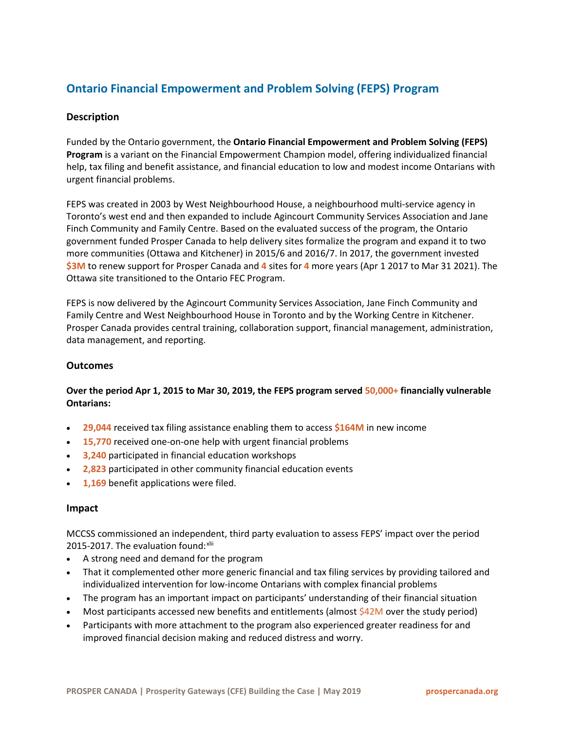## Ontario Financial Empowerment and Problem Solving (FEPS) Program

### Description

Funded by the Ontario government, the **Ontario Financial Empowerment and Problem Solving (FEPS) Program** is a variant on the Financial Empowerment Champion model, offering individualized financial help, tax filing and benefit assistance, and financial education to low and modest income Ontarians with urgent financial problems.

FEPS was created in 2003 by West Neighbourhood House, a neighbourhood multi-service agency in Toronto's west end and then expanded to include Agincourt Community Services Association and Jane Finch Community and Family Centre. Based on the evaluated success of the program, the Ontario government funded Prosper Canada to help delivery sites formalize the program and expand it to two more communities (Ottawa and Kitchener) in 2015/6 and 2016/7. In 2017, the government invested **$3M** to renew support for Prosper Canada and **4** sites for **4** more years (Apr 1 2017 to Mar 31 2021). The Ottawa site transitioned to the Ontario FEC Program.

FEPS is now delivered by the Agincourt Community Services Association, Jane Finch Community and Family Centre and West Neighbourhood House in Toronto and by the Working Centre in Kitchener. Prosper Canada provides central training, collaboration support, financial management, administration, data management, and reporting.

### Outcomes

**Over the period Apr 1, 2015 to Mar 30, 2019, the FEPS program served 50,000+ financially vulnerable Ontarians:**

- **29,044** received tax filing assistance enabling them to access **$164M** in new income
- **15,770** received one-on-one help with urgent financial problems
- **3,240** participated in financial education workshops
- **2,823** participated in other community financial education events
- **1,169** benefit applications were filed.

### Impact

MCCSS commissioned an independent, third party evaluation to assess FEPS' impact over the period 2015-2017. The evaluation found:[xlii]

- A strong need and demand for the program
- That it complemented other more generic financial and tax filing services by providing tailored and individualized intervention for low-income Ontarians with complex financial problems
- The program has an important impact on participants' understanding of their financial situation
- Most participants accessed new benefits and entitlements (almost $42M over the study period)
- Participants with more attachment to the program also experienced greater readiness for and improved financial decision making and reduced distress and worry.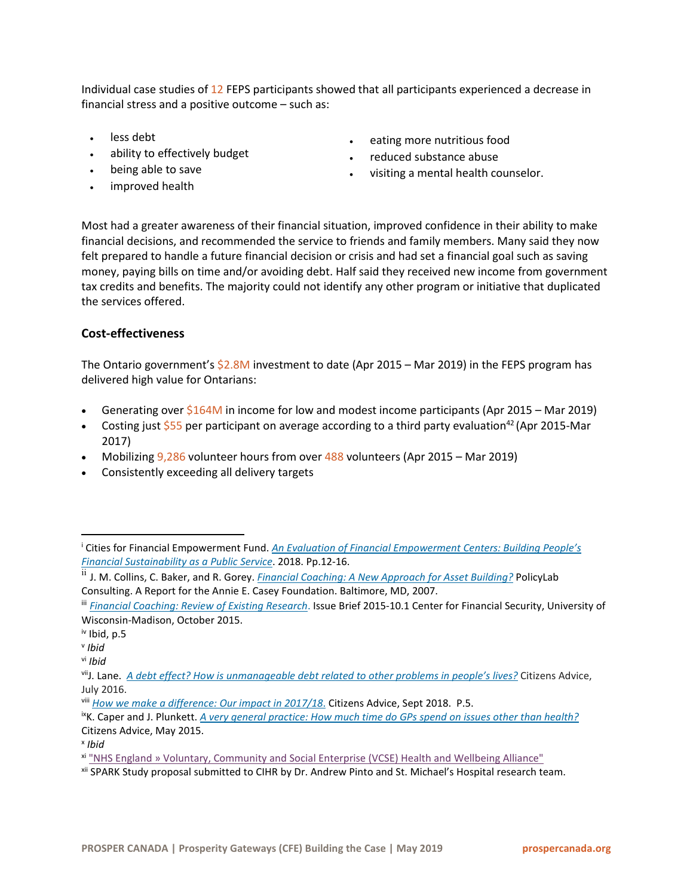Individual case studies of 12 FEPS participants showed that all participants experienced a decrease in financial stress and a positive outcome – such as:

- less debt
- ability to effectively budget
- being able to save
- improved health
- eating more nutritious food
- reduced substance abuse
- visiting a mental health counselor.

Most had a greater awareness of their financial situation, improved confidence in their ability to make financial decisions, and recommended the service to friends and family members. Many said they now felt prepared to handle a future financial decision or crisis and had set a financial goal such as saving money, paying bills on time and/or avoiding debt. Half said they received new income from government tax credits and benefits. The majority could not identify any other program or initiative that duplicated the services offered.

### Cost-effectiveness

The Ontario government's $2.8M investment to date (Apr 2015 – Mar 2019) in the FEPS program has delivered high value for Ontarians:

- Generating over $164M in income for low and modest income participants (Apr 2015 – Mar 2019)
- Costing just $55 per participant on average according to a third party evaluation[42] (Apr 2015-Mar 2017)
- Mobilizing 9,286 volunteer hours from over 488 volunteers (Apr 2015 – Mar 2019)
- Consistently exceeding all delivery targets

---

[i] Cities for Financial Empowerment Fund. *An Evaluation of Financial Empowerment Centers: Building People's Financial Sustainability as a Public Service*. 2018. Pp.12-16.

[ii] J. M. Collins, C. Baker, and R. Gorey. *Financial Coaching: A New Approach for Asset Building?* PolicyLab Consulting. A Report for the Annie E. Casey Foundation. Baltimore, MD, 2007.

[iii] *Financial Coaching: Review of Existing Research*. Issue Brief 2015-10.1 Center for Financial Security, University of Wisconsin-Madison, October 2015.

[iv] Ibid, p.5

[v] *Ibid*

[vi] *Ibid*

[vii] J. Lane. *A debt effect? How is unmanageable debt related to other problems in people's lives?* Citizens Advice, July 2016.

[viii] *How we make a difference: Our impact in 2017/18.* Citizens Advice, Sept 2018. P.5.

[ix] K. Caper and J. Plunkett. *A very general practice: How much time do GPs spend on issues other than health?* Citizens Advice, May 2015.

[x] *Ibid*

[xi] "NHS England » Voluntary, Community and Social Enterprise (VCSE) Health and Wellbeing Alliance"

[xii] SPARK Study proposal submitted to CIHR by Dr. Andrew Pinto and St. Michael's Hospital research team.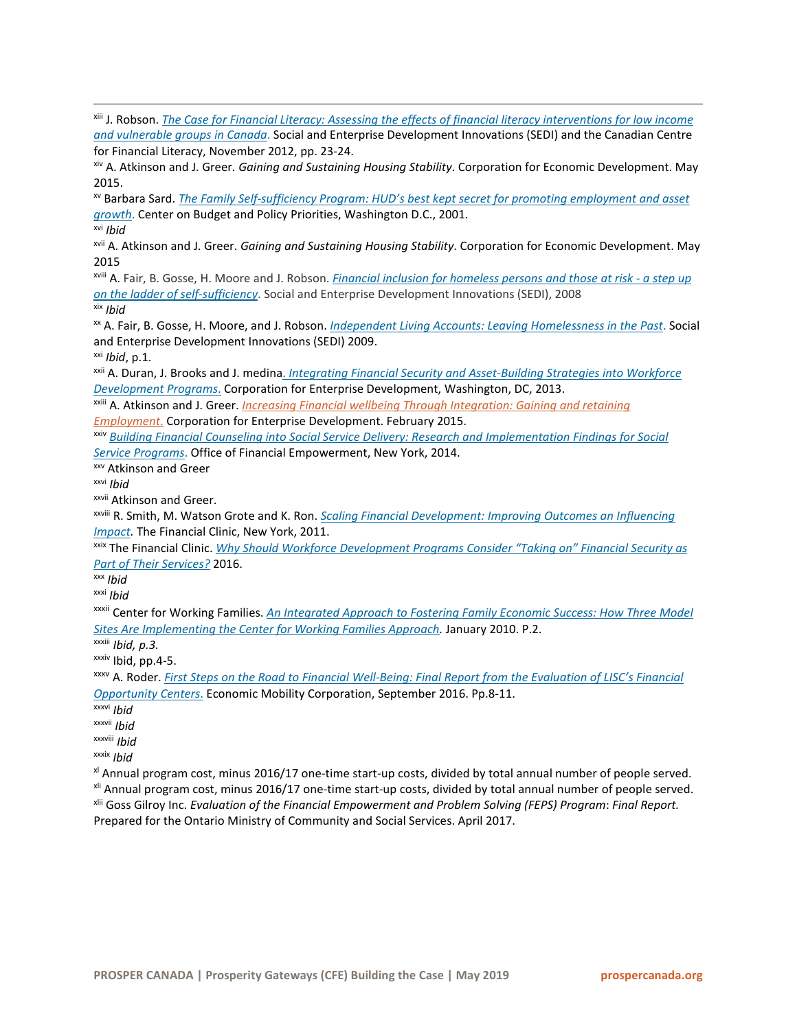[xiii] J. Robson. *The Case for Financial Literacy: Assessing the effects of financial literacy interventions for low income and vulnerable groups in Canada*. Social and Enterprise Development Innovations (SEDI) and the Canadian Centre for Financial Literacy, November 2012, pp. 23-24.

[xiv] A. Atkinson and J. Greer. *Gaining and Sustaining Housing Stability*. Corporation for Economic Development. May 2015.

[xv] Barbara Sard. *The Family Self-sufficiency Program: HUD's best kept secret for promoting employment and asset growth*. Center on Budget and Policy Priorities, Washington D.C., 2001.

[xvi] *Ibid*

[xvii] A. Atkinson and J. Greer. *Gaining and Sustaining Housing Stability*. Corporation for Economic Development. May 2015

[xviii] A. Fair, B. Gosse, H. Moore and J. Robson. *Financial inclusion for homeless persons and those at risk - a step up on the ladder of self-sufficiency*. Social and Enterprise Development Innovations (SEDI), 2008

[xix] *Ibid*

[xx] A. Fair, B. Gosse, H. Moore, and J. Robson. *Independent Living Accounts: Leaving Homelessness in the Past*. Social and Enterprise Development Innovations (SEDI) 2009.

[xxi] *Ibid*, p.1.

[xxii] A. Duran, J. Brooks and J. medina*. Integrating Financial Security and Asset-Building Strategies into Workforce Development Programs*. Corporation for Enterprise Development, Washington, DC, 2013.

[xxiii] A. Atkinson and J. Greer. *Increasing Financial wellbeing Through Integration: Gaining and retaining Employment*. Corporation for Enterprise Development. February 2015.

[xxiv] *Building Financial Counseling into Social Service Delivery: Research and Implementation Findings for Social Service Programs*. Office of Financial Empowerment, New York, 2014.

[xxv] Atkinson and Greer

[xxvi] *Ibid*

[xxvii] Atkinson and Greer.

[xxviii] R. Smith, M. Watson Grote and K. Ron. *Scaling Financial Development: Improving Outcomes an Influencing Impact*. The Financial Clinic, New York, 2011.

[xxix] The Financial Clinic. *Why Should Workforce Development Programs Consider "Taking on" Financial Security as Part of Their Services?* 2016.

[xxx] *Ibid*

[xxxi] *Ibid*

[xxxii] Center for Working Families. *An Integrated Approach to Fostering Family Economic Success: How Three Model Sites Are Implementing the Center for Working Families Approach*. January 2010. P.2.

[xxxiii] *Ibid, p.3.*

[xxxiv] Ibid, pp.4-5.

[xxxv] A. Roder. *First Steps on the Road to Financial Well-Being: Final Report from the Evaluation of LISC's Financial Opportunity Centers*. Economic Mobility Corporation, September 2016. Pp.8-11.

[xxxvi] *Ibid*

[xxxvii] *Ibid*

[xxxviii] *Ibid*

[xxxix] *Ibid*

[xl] Annual program cost, minus 2016/17 one-time start-up costs, divided by total annual number of people served.

[xli] Annual program cost, minus 2016/17 one-time start-up costs, divided by total annual number of people served.

[xlii] Goss Gilroy Inc. *Evaluation of the Financial Empowerment and Problem Solving (FEPS) Program*: *Final Report.* Prepared for the Ontario Ministry of Community and Social Services. April 2017.